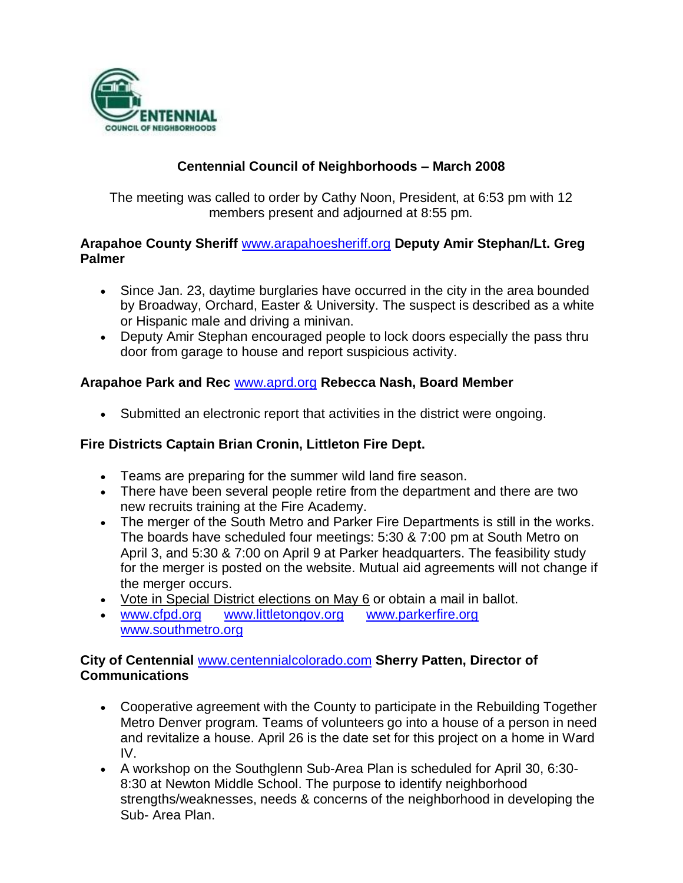CENTENNIAL
COUNCIL OF NEIGHBORHOODS

# Centennial Council of Neighborhoods – March 2008

The meeting was called to order by Cathy Noon, President, at 6:53 pm with 12 members present and adjourned at 8:55 pm.

**Arapahoe County Sheriff** www.arapahoesheriff.org **Deputy Amir Stephan/Lt. Greg Palmer**

- Since Jan. 23, daytime burglaries have occurred in the city in the area bounded by Broadway, Orchard, Easter & University. The suspect is described as a white or Hispanic male and driving a minivan.
- Deputy Amir Stephan encouraged people to lock doors especially the pass thru door from garage to house and report suspicious activity.

**Arapahoe Park and Rec** www.aprd.org **Rebecca Nash, Board Member**

- Submitted an electronic report that activities in the district were ongoing.

**Fire Districts Captain Brian Cronin, Littleton Fire Dept.**

- Teams are preparing for the summer wild land fire season.
- There have been several people retire from the department and there are two new recruits training at the Fire Academy.
- The merger of the South Metro and Parker Fire Departments is still in the works. The boards have scheduled four meetings: 5:30 & 7:00 pm at South Metro on April 3, and 5:30 & 7:00 on April 9 at Parker headquarters. The feasibility study for the merger is posted on the website. Mutual aid agreements will not change if the merger occurs.
- Vote in Special District elections on May 6 or obtain a mail in ballot.
- www.cfpd.org www.littletongov.org www.parkerfire.org www.southmetro.org

**City of Centennial** www.centennialcolorado.com **Sherry Patten, Director of Communications**

- Cooperative agreement with the County to participate in the Rebuilding Together Metro Denver program. Teams of volunteers go into a house of a person in need and revitalize a house. April 26 is the date set for this project on a home in Ward IV.
- A workshop on the Southglenn Sub-Area Plan is scheduled for April 30, 6:30-8:30 at Newton Middle School. The purpose to identify neighborhood strengths/weaknesses, needs & concerns of the neighborhood in developing the Sub- Area Plan.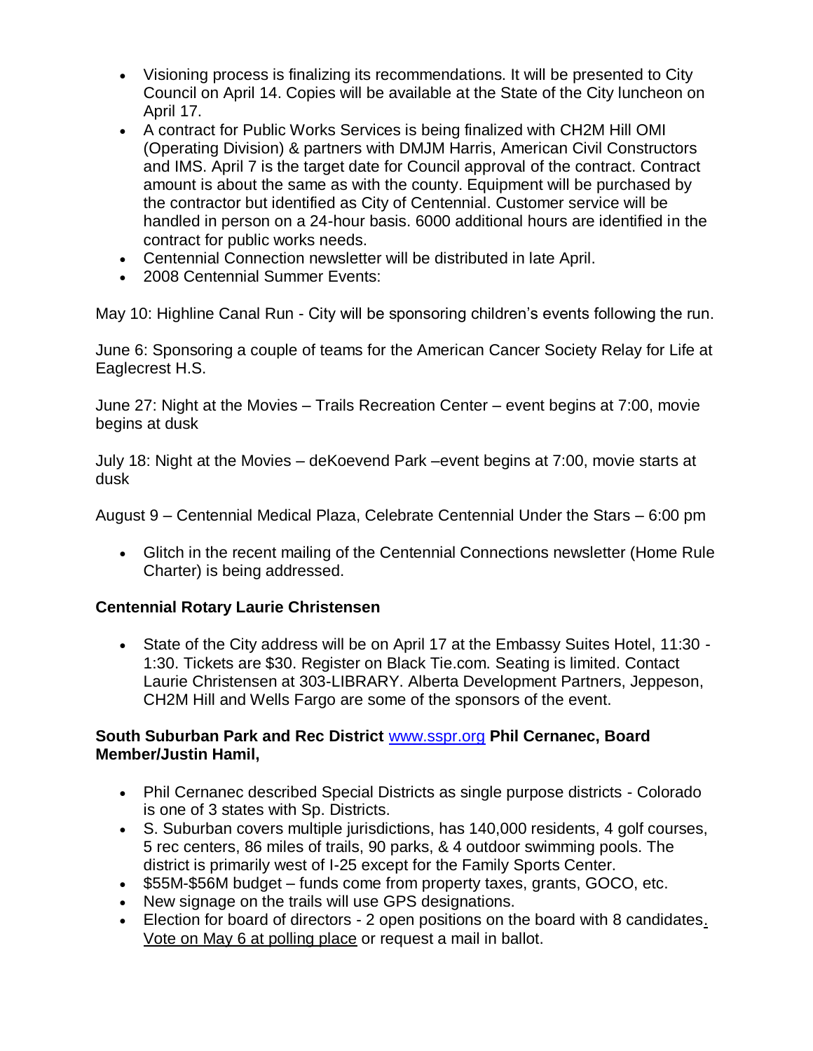- Visioning process is finalizing its recommendations. It will be presented to City Council on April 14. Copies will be available at the State of the City luncheon on April 17.
- A contract for Public Works Services is being finalized with CH2M Hill OMI (Operating Division) & partners with DMJM Harris, American Civil Constructors and IMS. April 7 is the target date for Council approval of the contract. Contract amount is about the same as with the county. Equipment will be purchased by the contractor but identified as City of Centennial. Customer service will be handled in person on a 24-hour basis. 6000 additional hours are identified in the contract for public works needs.
- Centennial Connection newsletter will be distributed in late April.
- 2008 Centennial Summer Events:

May 10: Highline Canal Run - City will be sponsoring children's events following the run.

June 6: Sponsoring a couple of teams for the American Cancer Society Relay for Life at Eaglecrest H.S.

June 27: Night at the Movies – Trails Recreation Center – event begins at 7:00, movie begins at dusk

July 18: Night at the Movies – deKoevend Park –event begins at 7:00, movie starts at dusk

August 9 – Centennial Medical Plaza, Celebrate Centennial Under the Stars – 6:00 pm

- Glitch in the recent mailing of the Centennial Connections newsletter (Home Rule Charter) is being addressed.

**Centennial Rotary Laurie Christensen**

- State of the City address will be on April 17 at the Embassy Suites Hotel, 11:30 - 1:30. Tickets are $30. Register on Black Tie.com. Seating is limited. Contact Laurie Christensen at 303-LIBRARY. Alberta Development Partners, Jeppeson, CH2M Hill and Wells Fargo are some of the sponsors of the event.

**South Suburban Park and Rec District** www.sspr.org **Phil Cernanec, Board Member/Justin Hamil,**

- Phil Cernanec described Special Districts as single purpose districts - Colorado is one of 3 states with Sp. Districts.
- S. Suburban covers multiple jurisdictions, has 140,000 residents, 4 golf courses, 5 rec centers, 86 miles of trails, 90 parks, & 4 outdoor swimming pools. The district is primarily west of I-25 except for the Family Sports Center.
- $55M-$56M budget – funds come from property taxes, grants, GOCO, etc.
- New signage on the trails will use GPS designations.
- Election for board of directors - 2 open positions on the board with 8 candidates. Vote on May 6 at polling place or request a mail in ballot.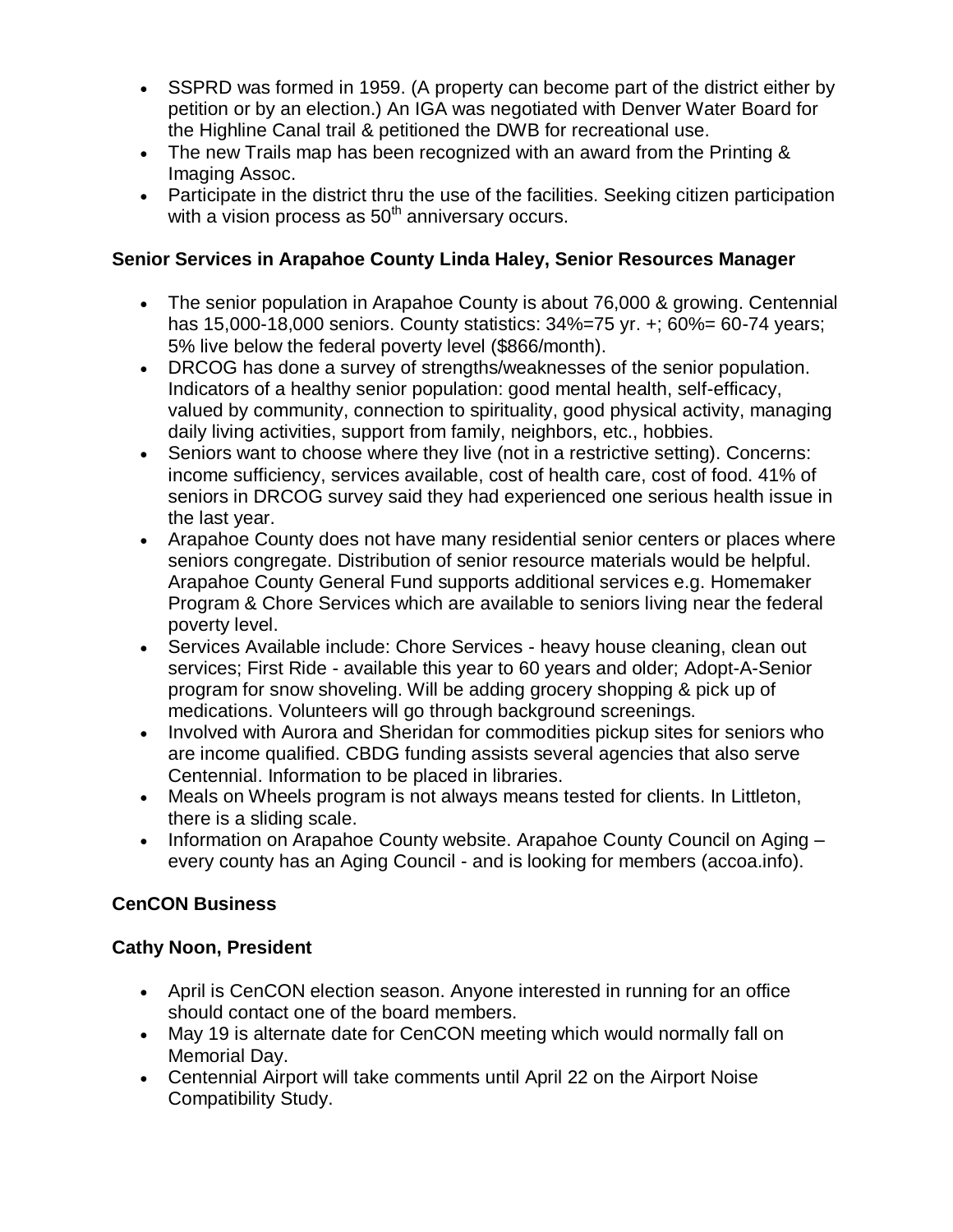- SSPRD was formed in 1959. (A property can become part of the district either by petition or by an election.) An IGA was negotiated with Denver Water Board for the Highline Canal trail & petitioned the DWB for recreational use.
- The new Trails map has been recognized with an award from the Printing & Imaging Assoc.
- Participate in the district thru the use of the facilities. Seeking citizen participation with a vision process as 50th anniversary occurs.

**Senior Services in Arapahoe County Linda Haley, Senior Resources Manager**

- The senior population in Arapahoe County is about 76,000 & growing. Centennial has 15,000-18,000 seniors. County statistics: 34%=75 yr. +; 60%= 60-74 years; 5% live below the federal poverty level ($866/month).
- DRCOG has done a survey of strengths/weaknesses of the senior population. Indicators of a healthy senior population: good mental health, self-efficacy, valued by community, connection to spirituality, good physical activity, managing daily living activities, support from family, neighbors, etc., hobbies.
- Seniors want to choose where they live (not in a restrictive setting). Concerns: income sufficiency, services available, cost of health care, cost of food. 41% of seniors in DRCOG survey said they had experienced one serious health issue in the last year.
- Arapahoe County does not have many residential senior centers or places where seniors congregate. Distribution of senior resource materials would be helpful. Arapahoe County General Fund supports additional services e.g. Homemaker Program & Chore Services which are available to seniors living near the federal poverty level.
- Services Available include: Chore Services - heavy house cleaning, clean out services; First Ride - available this year to 60 years and older; Adopt-A-Senior program for snow shoveling. Will be adding grocery shopping & pick up of medications. Volunteers will go through background screenings.
- Involved with Aurora and Sheridan for commodities pickup sites for seniors who are income qualified. CBDG funding assists several agencies that also serve Centennial. Information to be placed in libraries.
- Meals on Wheels program is not always means tested for clients. In Littleton, there is a sliding scale.
- Information on Arapahoe County website. Arapahoe County Council on Aging – every county has an Aging Council - and is looking for members (accoa.info).

**CenCON Business**

**Cathy Noon, President**

- April is CenCON election season. Anyone interested in running for an office should contact one of the board members.
- May 19 is alternate date for CenCON meeting which would normally fall on Memorial Day.
- Centennial Airport will take comments until April 22 on the Airport Noise Compatibility Study.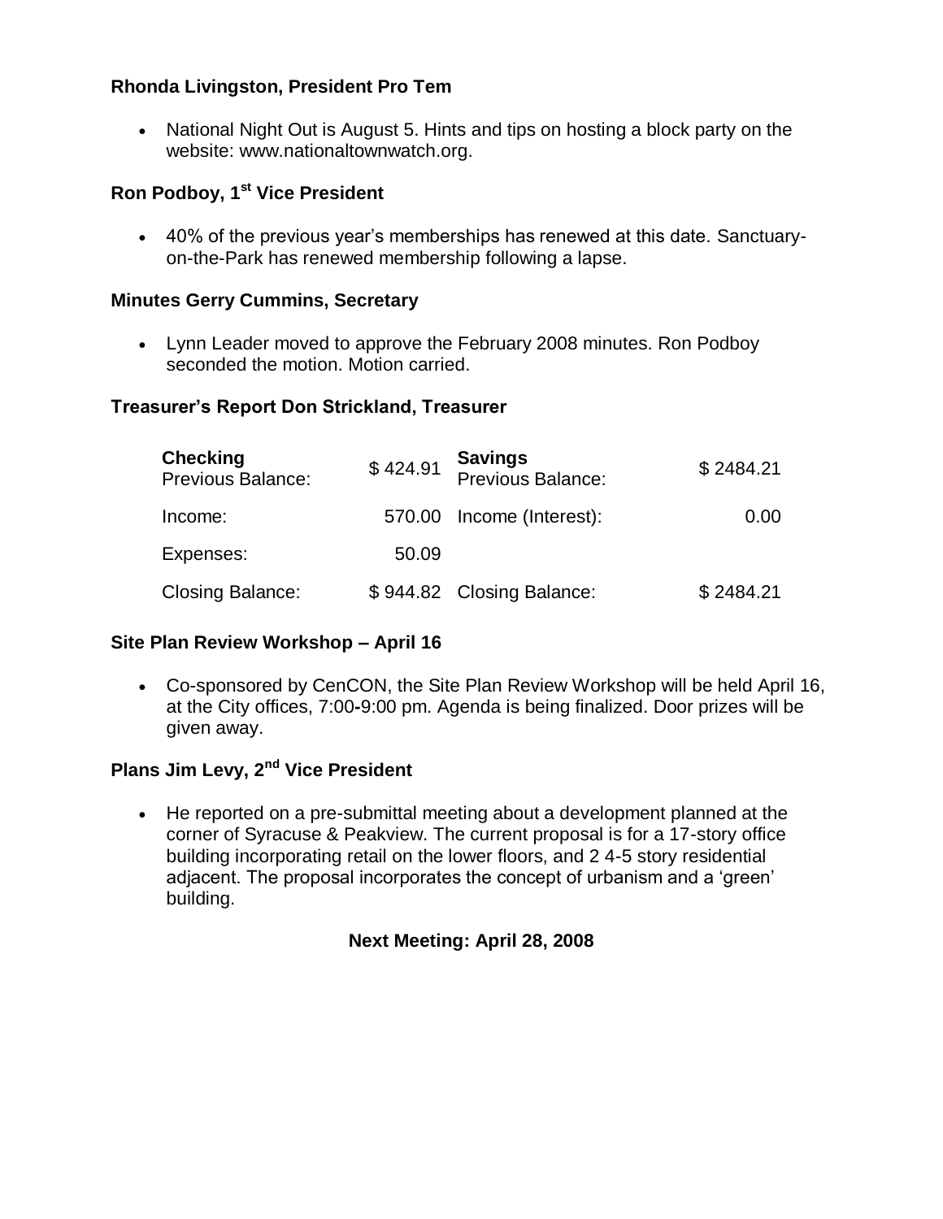### Rhonda Livingston, President Pro Tem

- National Night Out is August 5. Hints and tips on hosting a block party on the website: www.nationaltownwatch.org.

### Ron Podboy, 1st Vice President

- 40% of the previous year's memberships has renewed at this date. Sanctuary-on-the-Park has renewed membership following a lapse.

### Minutes Gerry Cummins, Secretary

- Lynn Leader moved to approve the February 2008 minutes. Ron Podboy seconded the motion. Motion carried.

### Treasurer's Report Don Strickland, Treasurer

| | | | |
|---|---|---|---|
| **Checking** Previous Balance: | $ 424.91 | **Savings** Previous Balance: | $ 2484.21 |
| Income: | 570.00 | Income (Interest): | 0.00 |
| Expenses: | 50.09 | | |
| Closing Balance: | $ 944.82 | Closing Balance: | $ 2484.21 |

### Site Plan Review Workshop – April 16

- Co-sponsored by CenCON, the Site Plan Review Workshop will be held April 16, at the City offices, 7:00-9:00 pm. Agenda is being finalized. Door prizes will be given away.

### Plans Jim Levy, 2nd Vice President

- He reported on a pre-submittal meeting about a development planned at the corner of Syracuse & Peakview. The current proposal is for a 17-story office building incorporating retail on the lower floors, and 2 4-5 story residential adjacent. The proposal incorporates the concept of urbanism and a 'green' building.

**Next Meeting: April 28, 2008**